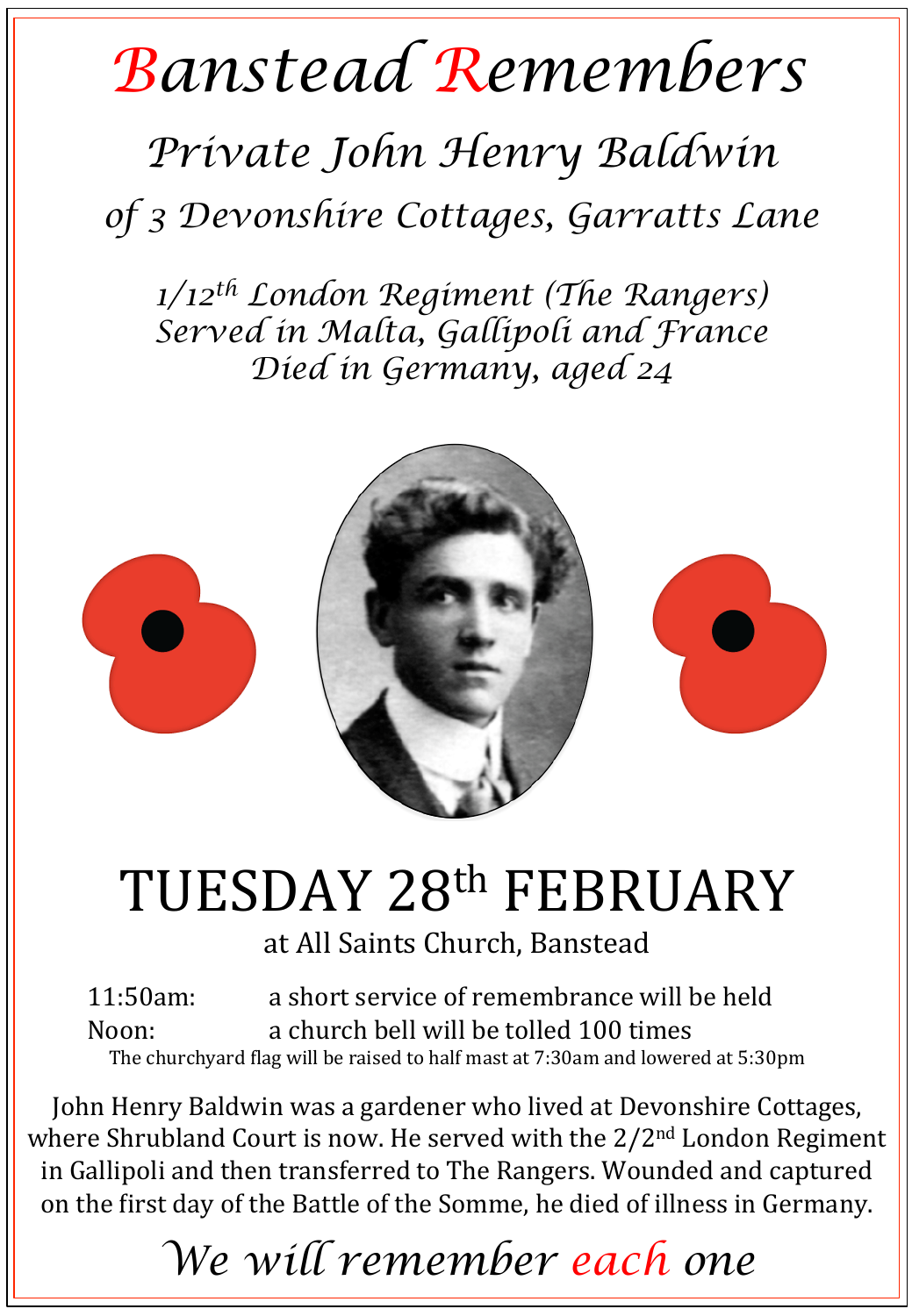# Banstead Remembers

## *Private John Henry Baldwin*

### *of 3 Devonshire Cottages, Garratts Lane*

*1/12th London Regiment (The Rangers)*
*Served in Malta, Gallipoli and France*
*Died in Germany, aged 24*

# TUESDAY 28th FEBRUARY

at All Saints Church, Banstead

11:50am: a short service of remembrance will be held
Noon: a church bell will be tolled 100 times

The churchyard flag will be raised to half mast at 7:30am and lowered at 5:30pm

John Henry Baldwin was a gardener who lived at Devonshire Cottages, where Shrubland Court is now. He served with the 2/2nd London Regiment in Gallipoli and then transferred to The Rangers. Wounded and captured on the first day of the Battle of the Somme, he died of illness in Germany.

*We will remember each one*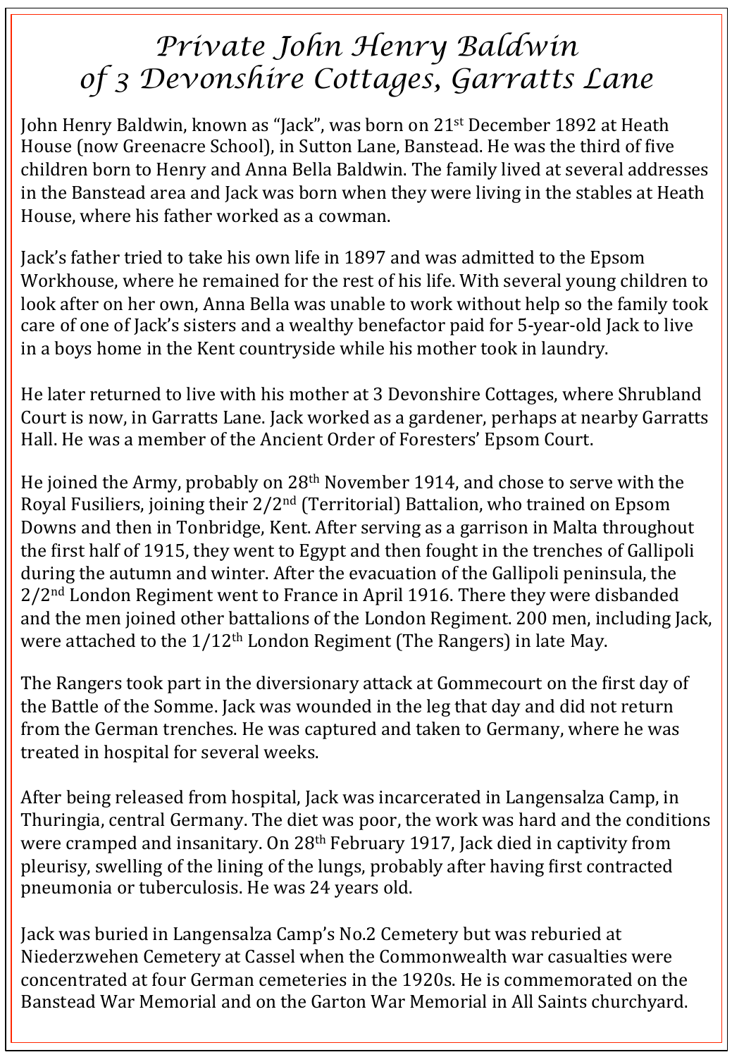# *Private John Henry Baldwin of 3 Devonshire Cottages, Garratts Lane*

John Henry Baldwin, known as "Jack", was born on 21st December 1892 at Heath House (now Greenacre School), in Sutton Lane, Banstead. He was the third of five children born to Henry and Anna Bella Baldwin. The family lived at several addresses in the Banstead area and Jack was born when they were living in the stables at Heath House, where his father worked as a cowman.

Jack's father tried to take his own life in 1897 and was admitted to the Epsom Workhouse, where he remained for the rest of his life. With several young children to look after on her own, Anna Bella was unable to work without help so the family took care of one of Jack's sisters and a wealthy benefactor paid for 5-year-old Jack to live in a boys home in the Kent countryside while his mother took in laundry.

He later returned to live with his mother at 3 Devonshire Cottages, where Shrubland Court is now, in Garratts Lane. Jack worked as a gardener, perhaps at nearby Garratts Hall. He was a member of the Ancient Order of Foresters' Epsom Court.

He joined the Army, probably on 28th November 1914, and chose to serve with the Royal Fusiliers, joining their 2/2nd (Territorial) Battalion, who trained on Epsom Downs and then in Tonbridge, Kent. After serving as a garrison in Malta throughout the first half of 1915, they went to Egypt and then fought in the trenches of Gallipoli during the autumn and winter. After the evacuation of the Gallipoli peninsula, the 2/2nd London Regiment went to France in April 1916. There they were disbanded and the men joined other battalions of the London Regiment. 200 men, including Jack, were attached to the 1/12th London Regiment (The Rangers) in late May.

The Rangers took part in the diversionary attack at Gommecourt on the first day of the Battle of the Somme. Jack was wounded in the leg that day and did not return from the German trenches. He was captured and taken to Germany, where he was treated in hospital for several weeks.

After being released from hospital, Jack was incarcerated in Langensalza Camp, in Thuringia, central Germany. The diet was poor, the work was hard and the conditions were cramped and insanitary. On 28th February 1917, Jack died in captivity from pleurisy, swelling of the lining of the lungs, probably after having first contracted pneumonia or tuberculosis. He was 24 years old.

Jack was buried in Langensalza Camp's No.2 Cemetery but was reburied at Niederzwehen Cemetery at Cassel when the Commonwealth war casualties were concentrated at four German cemeteries in the 1920s. He is commemorated on the Banstead War Memorial and on the Garton War Memorial in All Saints churchyard.